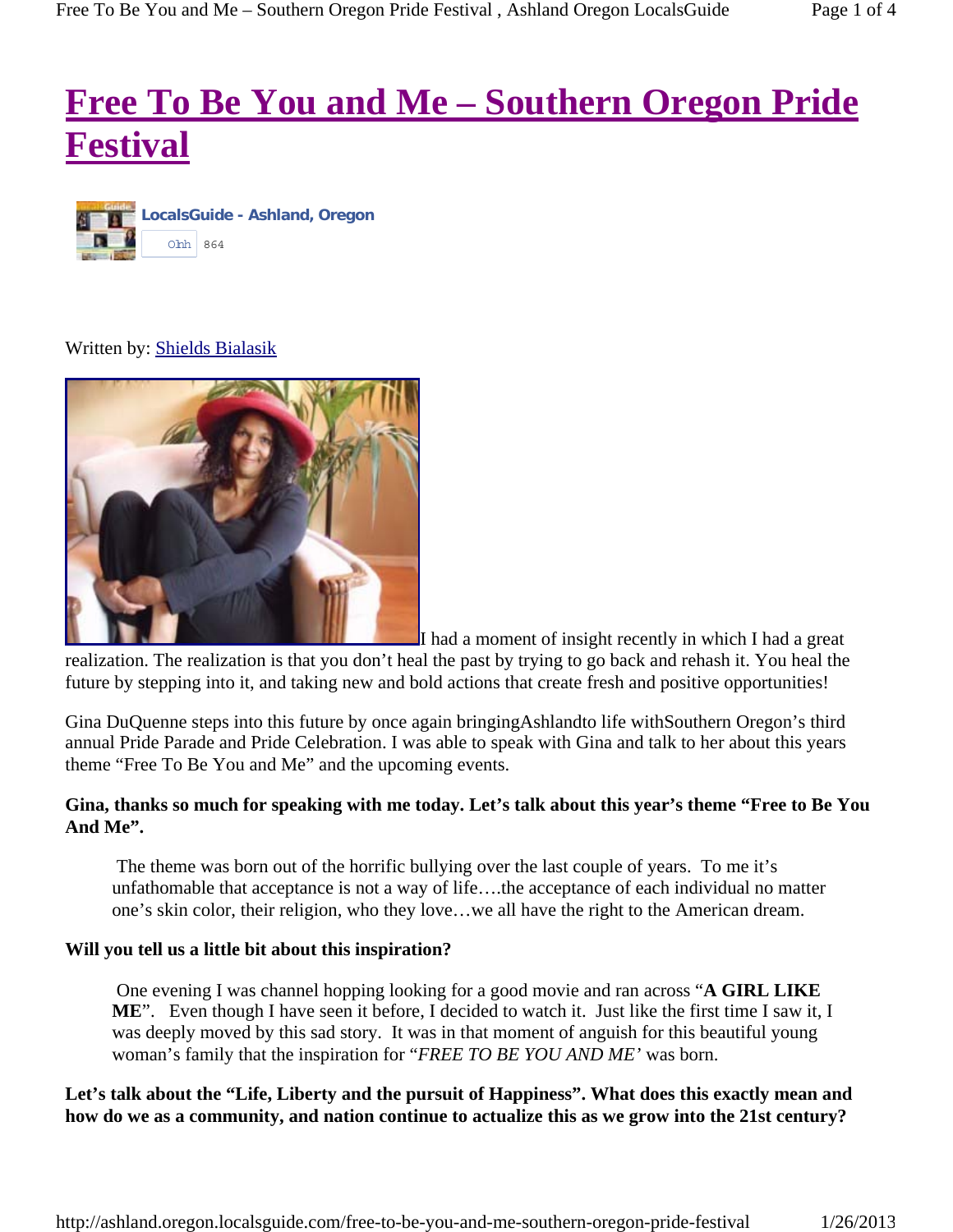# Free To Be You and Me – Southern Oregon Pride Festival

LocalsGuide - Ashland, Oregon

Olhh 864

Written by: Shields Bialasik

I had a moment of insight recently in which I had a great realization. The realization is that you don't heal the past by trying to go back and rehash it. You heal the future by stepping into it, and taking new and bold actions that create fresh and positive opportunities!

Gina DuQuenne steps into this future by once again bringingAshlandto life withSouthern Oregon's third annual Pride Parade and Pride Celebration. I was able to speak with Gina and talk to her about this years theme "Free To Be You and Me" and the upcoming events.

**Gina, thanks so much for speaking with me today. Let's talk about this year's theme "Free to Be You And Me".**

> The theme was born out of the horrific bullying over the last couple of years. To me it's unfathomable that acceptance is not a way of life….the acceptance of each individual no matter one's skin color, their religion, who they love…we all have the right to the American dream.

**Will you tell us a little bit about this inspiration?**

> One evening I was channel hopping looking for a good movie and ran across "**A GIRL LIKE ME**". Even though I have seen it before, I decided to watch it. Just like the first time I saw it, I was deeply moved by this sad story. It was in that moment of anguish for this beautiful young woman's family that the inspiration for "*FREE TO BE YOU AND ME'* was born.

**Let's talk about the "Life, Liberty and the pursuit of Happiness". What does this exactly mean and how do we as a community, and nation continue to actualize this as we grow into the 21st century?**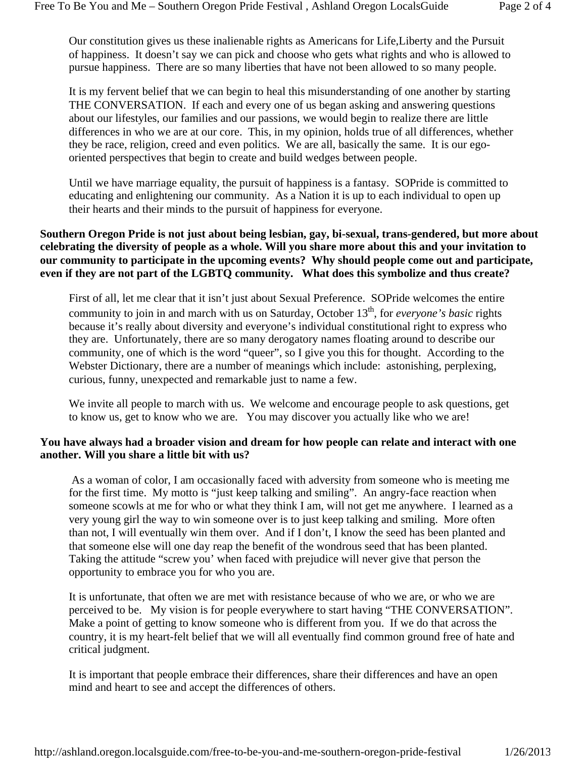Our constitution gives us these inalienable rights as Americans for Life,Liberty and the Pursuit of happiness. It doesn't say we can pick and choose who gets what rights and who is allowed to pursue happiness. There are so many liberties that have not been allowed to so many people.

It is my fervent belief that we can begin to heal this misunderstanding of one another by starting THE CONVERSATION. If each and every one of us began asking and answering questions about our lifestyles, our families and our passions, we would begin to realize there are little differences in who we are at our core. This, in my opinion, holds true of all differences, whether they be race, religion, creed and even politics. We are all, basically the same. It is our ego-oriented perspectives that begin to create and build wedges between people.

Until we have marriage equality, the pursuit of happiness is a fantasy. SOPride is committed to educating and enlightening our community. As a Nation it is up to each individual to open up their hearts and their minds to the pursuit of happiness for everyone.

**Southern Oregon Pride is not just about being lesbian, gay, bi-sexual, trans-gendered, but more about celebrating the diversity of people as a whole. Will you share more about this and your invitation to our community to participate in the upcoming events? Why should people come out and participate, even if they are not part of the LGBTQ community. What does this symbolize and thus create?**

First of all, let me clear that it isn't just about Sexual Preference. SOPride welcomes the entire community to join in and march with us on Saturday, October 13th, for *everyone's basic* rights because it's really about diversity and everyone's individual constitutional right to express who they are. Unfortunately, there are so many derogatory names floating around to describe our community, one of which is the word "queer", so I give you this for thought. According to the Webster Dictionary, there are a number of meanings which include: astonishing, perplexing, curious, funny, unexpected and remarkable just to name a few.

We invite all people to march with us. We welcome and encourage people to ask questions, get to know us, get to know who we are. You may discover you actually like who we are!

**You have always had a broader vision and dream for how people can relate and interact with one another. Will you share a little bit with us?**

As a woman of color, I am occasionally faced with adversity from someone who is meeting me for the first time. My motto is "just keep talking and smiling". An angry-face reaction when someone scowls at me for who or what they think I am, will not get me anywhere. I learned as a very young girl the way to win someone over is to just keep talking and smiling. More often than not, I will eventually win them over. And if I don't, I know the seed has been planted and that someone else will one day reap the benefit of the wondrous seed that has been planted. Taking the attitude "screw you' when faced with prejudice will never give that person the opportunity to embrace you for who you are.

It is unfortunate, that often we are met with resistance because of who we are, or who we are perceived to be. My vision is for people everywhere to start having "THE CONVERSATION". Make a point of getting to know someone who is different from you. If we do that across the country, it is my heart-felt belief that we will all eventually find common ground free of hate and critical judgment.

It is important that people embrace their differences, share their differences and have an open mind and heart to see and accept the differences of others.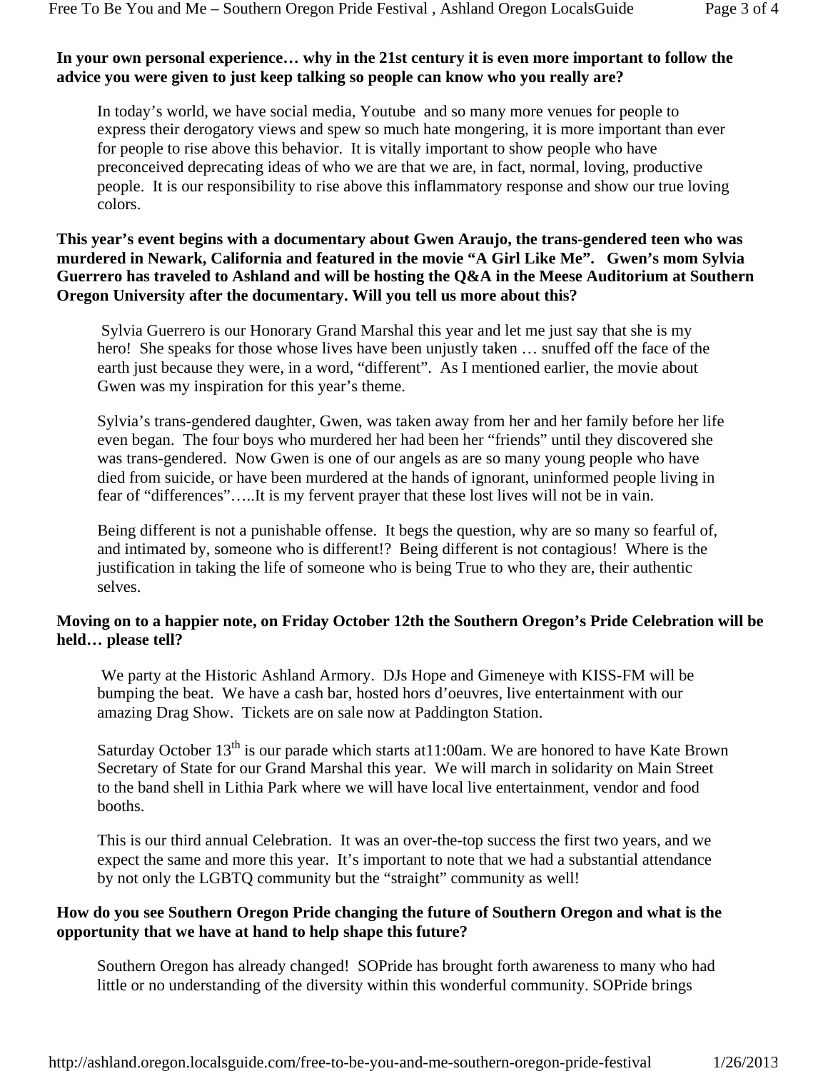**In your own personal experience… why in the 21st century it is even more important to follow the advice you were given to just keep talking so people can know who you really are?**

In today's world, we have social media, Youtube and so many more venues for people to express their derogatory views and spew so much hate mongering, it is more important than ever for people to rise above this behavior. It is vitally important to show people who have preconceived deprecating ideas of who we are that we are, in fact, normal, loving, productive people. It is our responsibility to rise above this inflammatory response and show our true loving colors.

**This year's event begins with a documentary about Gwen Araujo, the trans-gendered teen who was murdered in Newark, California and featured in the movie "A Girl Like Me". Gwen's mom Sylvia Guerrero has traveled to Ashland and will be hosting the Q&A in the Meese Auditorium at Southern Oregon University after the documentary. Will you tell us more about this?**

Sylvia Guerrero is our Honorary Grand Marshal this year and let me just say that she is my hero! She speaks for those whose lives have been unjustly taken … snuffed off the face of the earth just because they were, in a word, "different". As I mentioned earlier, the movie about Gwen was my inspiration for this year's theme.

Sylvia's trans-gendered daughter, Gwen, was taken away from her and her family before her life even began. The four boys who murdered her had been her "friends" until they discovered she was trans-gendered. Now Gwen is one of our angels as are so many young people who have died from suicide, or have been murdered at the hands of ignorant, uninformed people living in fear of "differences"…..It is my fervent prayer that these lost lives will not be in vain.

Being different is not a punishable offense. It begs the question, why are so many so fearful of, and intimated by, someone who is different!? Being different is not contagious! Where is the justification in taking the life of someone who is being True to who they are, their authentic selves.

**Moving on to a happier note, on Friday October 12th the Southern Oregon's Pride Celebration will be held… please tell?**

We party at the Historic Ashland Armory. DJs Hope and Gimeneye with KISS-FM will be bumping the beat. We have a cash bar, hosted hors d'oeuvres, live entertainment with our amazing Drag Show. Tickets are on sale now at Paddington Station.

Saturday October 13th is our parade which starts at11:00am. We are honored to have Kate Brown Secretary of State for our Grand Marshal this year. We will march in solidarity on Main Street to the band shell in Lithia Park where we will have local live entertainment, vendor and food booths.

This is our third annual Celebration. It was an over-the-top success the first two years, and we expect the same and more this year. It's important to note that we had a substantial attendance by not only the LGBTQ community but the "straight" community as well!

**How do you see Southern Oregon Pride changing the future of Southern Oregon and what is the opportunity that we have at hand to help shape this future?**

Southern Oregon has already changed! SOPride has brought forth awareness to many who had little or no understanding of the diversity within this wonderful community. SOPride brings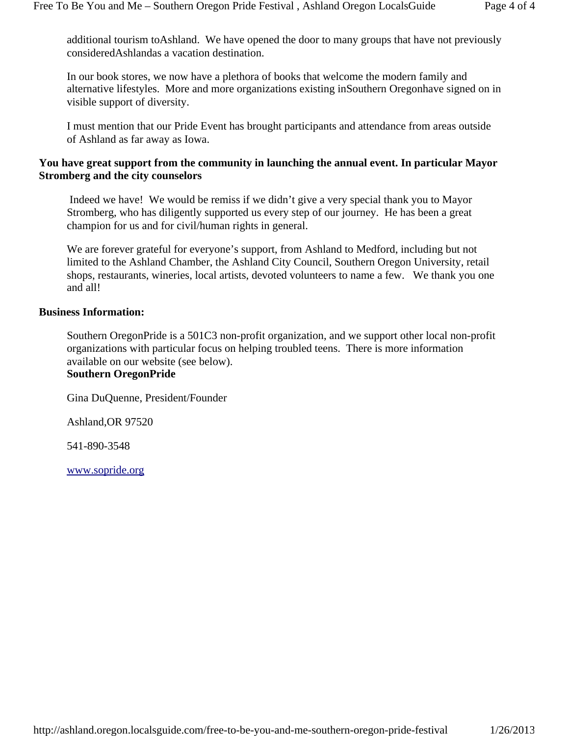additional tourism toAshland.  We have opened the door to many groups that have not previously consideredAshlandas a vacation destination.

In our book stores, we now have a plethora of books that welcome the modern family and alternative lifestyles.  More and more organizations existing inSouthern Oregonhave signed on in visible support of diversity.

I must mention that our Pride Event has brought participants and attendance from areas outside of Ashland as far away as Iowa.

**You have great support from the community in launching the annual event. In particular Mayor Stromberg and the city counselors**

Indeed we have!  We would be remiss if we didn't give a very special thank you to Mayor Stromberg, who has diligently supported us every step of our journey.  He has been a great champion for us and for civil/human rights in general.

We are forever grateful for everyone's support, from Ashland to Medford, including but not limited to the Ashland Chamber, the Ashland City Council, Southern Oregon University, retail shops, restaurants, wineries, local artists, devoted volunteers to name a few.   We thank you one and all!

**Business Information:**

Southern OregonPride is a 501C3 non-profit organization, and we support other local non-profit organizations with particular focus on helping troubled teens.  There is more information available on our website (see below).
**Southern OregonPride**

Gina DuQuenne, President/Founder

Ashland,OR 97520

541-890-3548

www.sopride.org